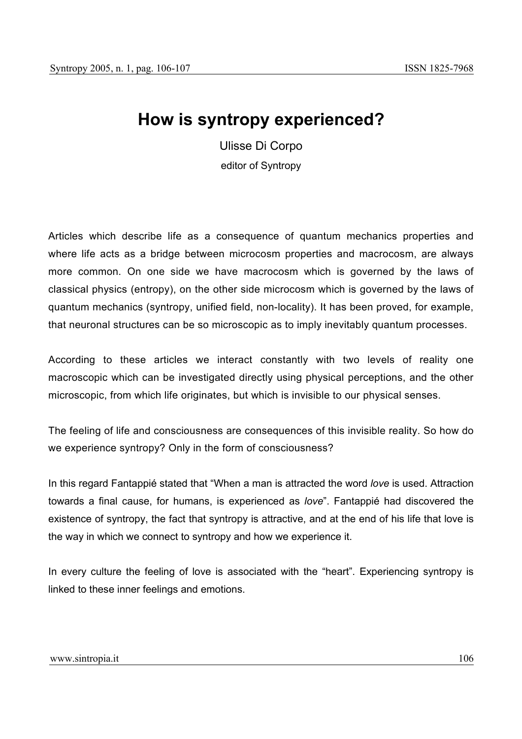# How is syntropy experienced?

Ulisse Di Corpo

editor of Syntropy

Articles which describe life as a consequence of quantum mechanics properties and where life acts as a bridge between microcosm properties and macrocosm, are always more common. On one side we have macrocosm which is governed by the laws of classical physics (entropy), on the other side microcosm which is governed by the laws of quantum mechanics (syntropy, unified field, non-locality). It has been proved, for example, that neuronal structures can be so microscopic as to imply inevitably quantum processes.

According to these articles we interact constantly with two levels of reality one macroscopic which can be investigated directly using physical perceptions, and the other microscopic, from which life originates, but which is invisible to our physical senses.

The feeling of life and consciousness are consequences of this invisible reality. So how do we experience syntropy? Only in the form of consciousness?

In this regard Fantappié stated that "When a man is attracted the word *love* is used. Attraction towards a final cause, for humans, is experienced as *love*". Fantappié had discovered the existence of syntropy, the fact that syntropy is attractive, and at the end of his life that love is the way in which we connect to syntropy and how we experience it.

In every culture the feeling of love is associated with the "heart". Experiencing syntropy is linked to these inner feelings and emotions.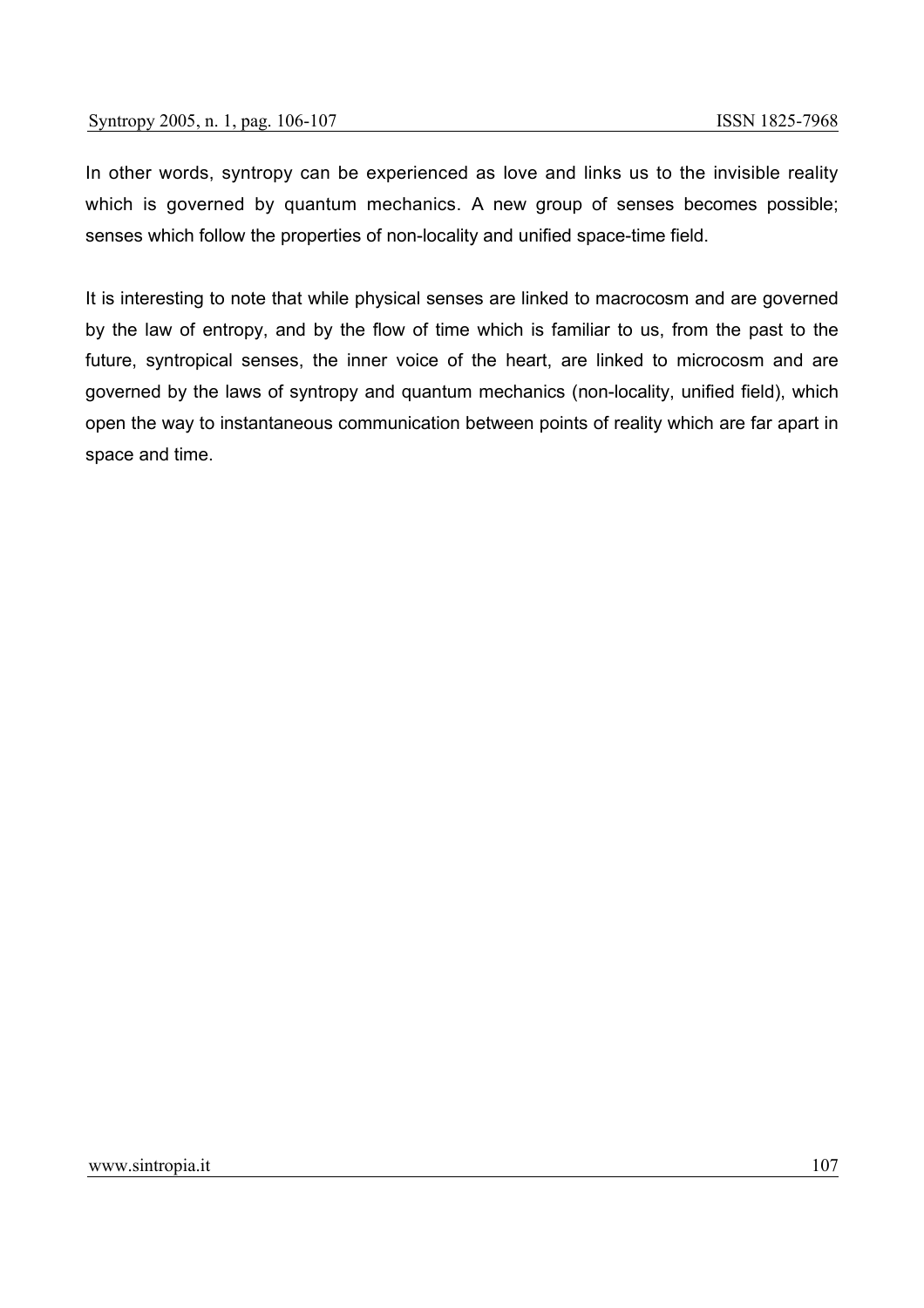In other words, syntropy can be experienced as love and links us to the invisible reality which is governed by quantum mechanics. A new group of senses becomes possible; senses which follow the properties of non-locality and unified space-time field.

It is interesting to note that while physical senses are linked to macrocosm and are governed by the law of entropy, and by the flow of time which is familiar to us, from the past to the future, syntropical senses, the inner voice of the heart, are linked to microcosm and are governed by the laws of syntropy and quantum mechanics (non-locality, unified field), which open the way to instantaneous communication between points of reality which are far apart in space and time.